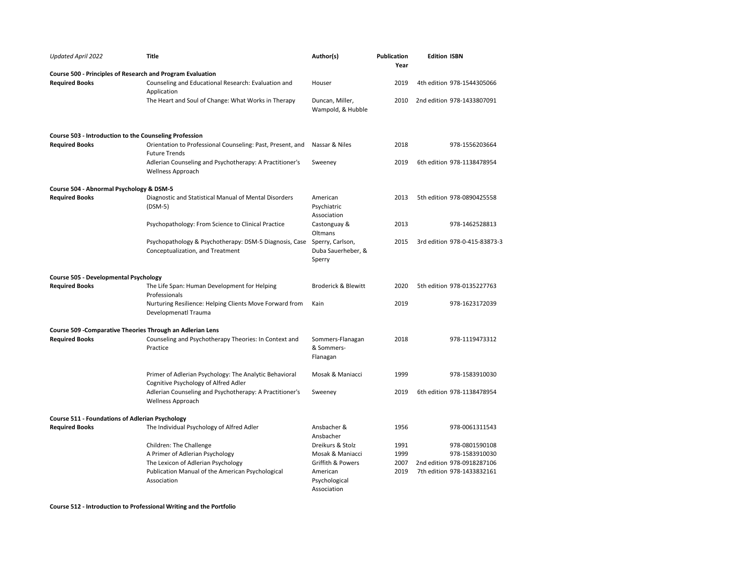| *Updated April 2022* | **Title** | **Author(s)** | **Publication Year** | **Edition** | **ISBN** |
|---|---|---|---|---|---|
| **Course 500 - Principles of Research and Program Evaluation** | | | | | |
| **Required Books** | Counseling and Educational Research: Evaluation and Application | Houser | 2019 | 4th edition | 978-1544305066 |
| | The Heart and Soul of Change: What Works in Therapy | Duncan, Miller, Wampold, & Hubble | 2010 | 2nd edition | 978-1433807091 |
| **Course 503 - Introduction to the Counseling Profession** | | | | | |
| **Required Books** | Orientation to Professional Counseling: Past, Present, and Future Trends | Nassar & Niles | 2018 | | 978-1556203664 |
| | Adlerian Counseling and Psychotherapy: A Practitioner's Wellness Approach | Sweeney | 2019 | 6th edition | 978-1138478954 |
| **Course 504 - Abnormal Psychology & DSM-5** | | | | | |
| **Required Books** | Diagnostic and Statistical Manual of Mental Disorders (DSM-5) | American Psychiatric Association | 2013 | 5th edition | 978-0890425558 |
| | Psychopathology: From Science to Clinical Practice | Castonguay & Oltmans | 2013 | | 978-1462528813 |
| | Psychopathology & Psychotherapy: DSM-5 Diagnosis, Case Conceptualization, and Treatment | Sperry, Carlson, Duba Sauerheber, & Sperry | 2015 | 3rd edition | 978-0-415-83873-3 |
| **Course 505 - Developmental Psychology** | | | | | |
| **Required Books** | The Life Span: Human Development for Helping Professionals | Broderick & Blewitt | 2020 | 5th edition | 978-0135227763 |
| | Nurturing Resilience: Helping Clients Move Forward from Developmenatl Trauma | Kain | 2019 | | 978-1623172039 |
| **Course 509 -Comparative Theories Through an Adlerian Lens** | | | | | |
| **Required Books** | Counseling and Psychotherapy Theories: In Context and Practice | Sommers-Flanagan & Sommers-Flanagan | 2018 | | 978-1119473312 |
| | Primer of Adlerian Psychology: The Analytic Behavioral Cognitive Psychology of Alfred Adler | Mosak & Maniacci | 1999 | | 978-1583910030 |
| | Adlerian Counseling and Psychotherapy: A Practitioner's Wellness Approach | Sweeney | 2019 | 6th edition | 978-1138478954 |
| **Course 511 - Foundations of Adlerian Psychology** | | | | | |
| **Required Books** | The Individual Psychology of Alfred Adler | Ansbacher & Ansbacher | 1956 | | 978-0061311543 |
| | Children: The Challenge | Dreikurs & Stolz | 1991 | | 978-0801590108 |
| | A Primer of Adlerian Psychology | Mosak & Maniacci | 1999 | | 978-1583910030 |
| | The Lexicon of Adlerian Psychology | Griffith & Powers | 2007 | 2nd edition | 978-0918287106 |
| | Publication Manual of the American Psychological Association | American Psychological Association | 2019 | 7th edition | 978-1433832161 |
| **Course 512 - Introduction to Professional Writing and the Portfolio** | | | | | |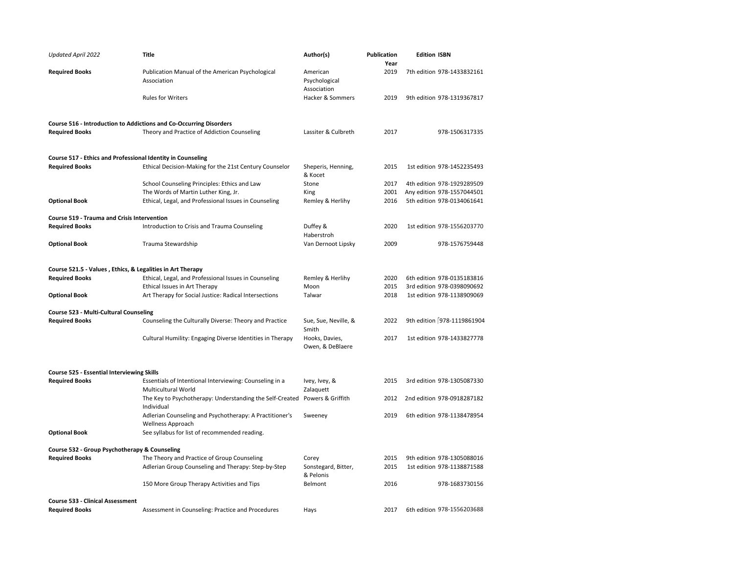| *Updated April 2022* | **Title** | **Author(s)** | **Publication Year** | **Edition** | **ISBN** |
|---|---|---|---|---|---|
| **Required Books** | Publication Manual of the American Psychological Association | American Psychological Association | 2019 | 7th edition | 978-1433832161 |
| | Rules for Writers | Hacker & Sommers | 2019 | 9th edition | 978-1319367817 |
| **Course 516 - Introduction to Addictions and Co-Occurring Disorders** | | | | | |
| **Required Books** | Theory and Practice of Addiction Counseling | Lassiter & Culbreth | 2017 | | 978-1506317335 |
| **Course 517 - Ethics and Professional Identity in Counseling** | | | | | |
| **Required Books** | Ethical Decision-Making for the 21st Century Counselor | Sheperis, Henning, & Kocet | 2015 | 1st edition | 978-1452235493 |
| | School Counseling Principles: Ethics and Law | Stone | 2017 | 4th edition | 978-1929289509 |
| | The Words of Martin Luther King, Jr. | King | 2001 | Any edition | 978-1557044501 |
| **Optional Book** | Ethical, Legal, and Professional Issues in Counseling | Remley & Herlihy | 2016 | 5th edition | 978-0134061641 |
| **Course 519 - Trauma and Crisis Intervention** | | | | | |
| **Required Books** | Introduction to Crisis and Trauma Counseling | Duffey & Haberstroh | 2020 | 1st edition | 978-1556203770 |
| **Optional Book** | Trauma Stewardship | Van Dernoot Lipsky | 2009 | | 978-1576759448 |
| **Course 521.5 - Values , Ethics, & Legalities in Art Therapy** | | | | | |
| **Required Books** | Ethical, Legal, and Professional Issues in Counseling | Remley & Herlihy | 2020 | 6th edition | 978-0135183816 |
| | Ethical Issues in Art Therapy | Moon | 2015 | 3rd edition | 978-0398090692 |
| **Optional Book** | Art Therapy for Social Justice: Radical Intersections | Talwar | 2018 | 1st edition | 978-1138909069 |
| **Course 523 - Multi-Cultural Counseling** | | | | | |
| **Required Books** | Counseling the Culturally Diverse: Theory and Practice | Sue, Sue, Neville, & Smith | 2022 | 9th edition | 978-1119861904 |
| | Cultural Humility: Engaging Diverse Identities in Therapy | Hooks, Davies, Owen, & DeBlaere | 2017 | 1st edition | 978-1433827778 |
| **Course 525 - Essential Interviewing Skills** | | | | | |
| **Required Books** | Essentials of Intentional Interviewing: Counseling in a Multicultural World | Ivey, Ivey, & Zalaquett | 2015 | 3rd edition | 978-1305087330 |
| | The Key to Psychotherapy: Understanding the Self-Created Individual | Powers & Griffith | 2012 | 2nd edition | 978-0918287182 |
| | Adlerian Counseling and Psychotherapy: A Practitioner's Wellness Approach | Sweeney | 2019 | 6th edition | 978-1138478954 |
| **Optional Book** | See syllabus for list of recommended reading. | | | | |
| **Course 532 - Group Psychotherapy & Counseling** | | | | | |
| **Required Books** | The Theory and Practice of Group Counseling | Corey | 2015 | 9th edition | 978-1305088016 |
| | Adlerian Group Counseling and Therapy: Step-by-Step | Sonstegard, Bitter, & Pelonis | 2015 | 1st edition | 978-1138871588 |
| | 150 More Group Therapy Activities and Tips | Belmont | 2016 | | 978-1683730156 |
| **Course 533 - Clinical Assessment** | | | | | |
| **Required Books** | Assessment in Counseling: Practice and Procedures | Hays | 2017 | 6th edition | 978-1556203688 |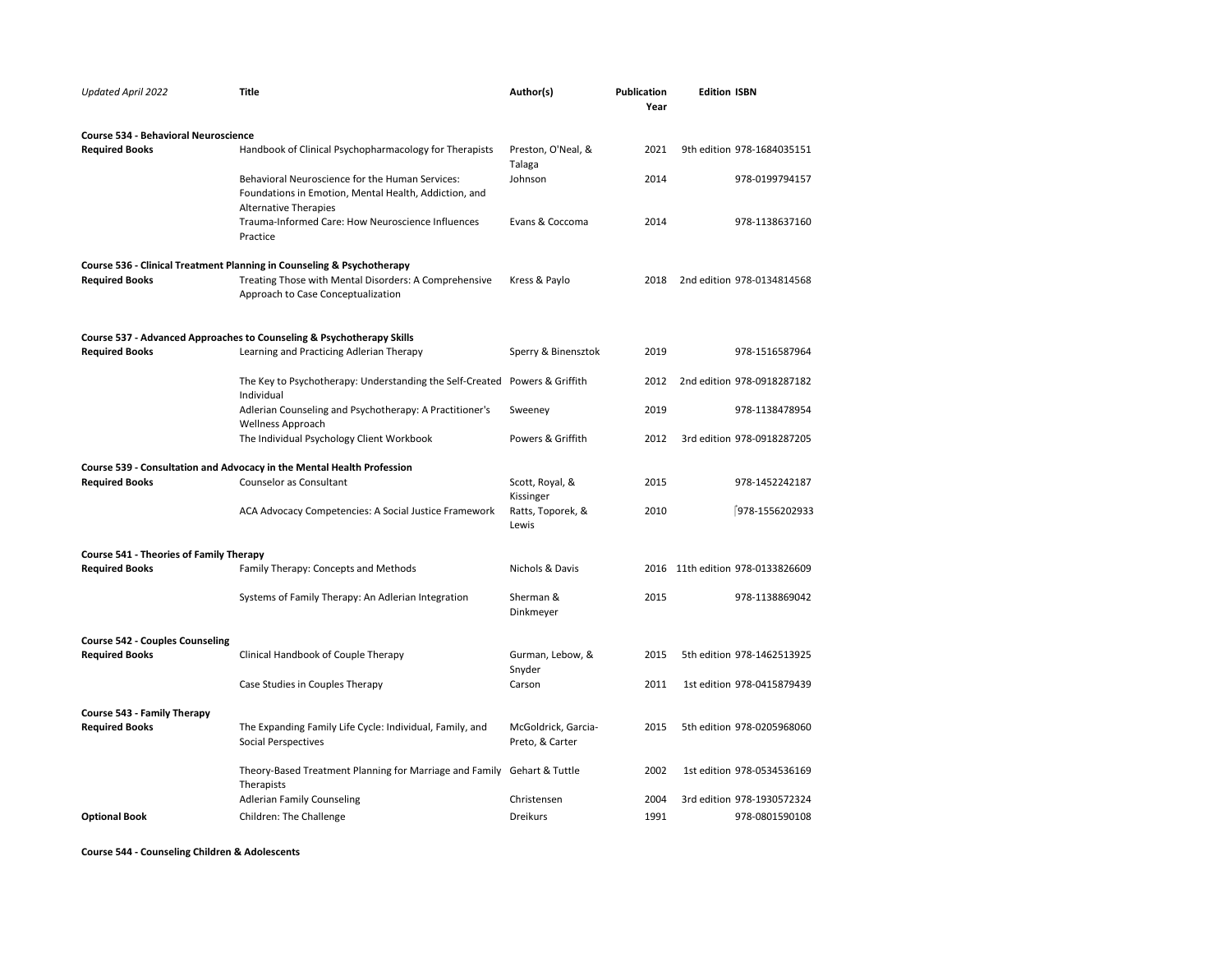| *Updated April 2022* | **Title** | **Author(s)** | **Publication Year** | **Edition** | **ISBN** |
|---|---|---|---|---|---|
| **Course 534 - Behavioral Neuroscience** | | | | | |
| **Required Books** | Handbook of Clinical Psychopharmacology for Therapists | Preston, O'Neal, & Talaga | 2021 | 9th edition | 978-1684035151 |
| | Behavioral Neuroscience for the Human Services: Foundations in Emotion, Mental Health, Addiction, and Alternative Therapies | Johnson | 2014 | | 978-0199794157 |
| | Trauma-Informed Care: How Neuroscience Influences Practice | Evans & Coccoma | 2014 | | 978-1138637160 |
| **Course 536 - Clinical Treatment Planning in Counseling & Psychotherapy** | | | | | |
| **Required Books** | Treating Those with Mental Disorders: A Comprehensive Approach to Case Conceptualization | Kress & Paylo | 2018 | 2nd edition | 978-0134814568 |
| **Course 537 - Advanced Approaches to Counseling & Psychotherapy Skills** | | | | | |
| **Required Books** | Learning and Practicing Adlerian Therapy | Sperry & Binensztok | 2019 | | 978-1516587964 |
| | The Key to Psychotherapy: Understanding the Self-Created Individual | Powers & Griffith | 2012 | 2nd edition | 978-0918287182 |
| | Adlerian Counseling and Psychotherapy: A Practitioner's Wellness Approach | Sweeney | 2019 | | 978-1138478954 |
| | The Individual Psychology Client Workbook | Powers & Griffith | 2012 | 3rd edition | 978-0918287205 |
| **Course 539 - Consultation and Advocacy in the Mental Health Profession** | | | | | |
| **Required Books** | Counselor as Consultant | Scott, Royal, & Kissinger | 2015 | | 978-1452242187 |
| | ACA Advocacy Competencies: A Social Justice Framework | Ratts, Toporek, & Lewis | 2010 | | 978-1556202933 |
| **Course 541 - Theories of Family Therapy** | | | | | |
| **Required Books** | Family Therapy: Concepts and Methods | Nichols & Davis | 2016 | 11th edition | 978-0133826609 |
| | Systems of Family Therapy: An Adlerian Integration | Sherman & Dinkmeyer | 2015 | | 978-1138869042 |
| **Course 542 - Couples Counseling** | | | | | |
| **Required Books** | Clinical Handbook of Couple Therapy | Gurman, Lebow, & Snyder | 2015 | 5th edition | 978-1462513925 |
| | Case Studies in Couples Therapy | Carson | 2011 | 1st edition | 978-0415879439 |
| **Course 543 - Family Therapy** | | | | | |
| **Required Books** | The Expanding Family Life Cycle: Individual, Family, and Social Perspectives | McGoldrick, Garcia-Preto, & Carter | 2015 | 5th edition | 978-0205968060 |
| | Theory-Based Treatment Planning for Marriage and Family Therapists | Gehart & Tuttle | 2002 | 1st edition | 978-0534536169 |
| | Adlerian Family Counseling | Christensen | 2004 | 3rd edition | 978-1930572324 |
| **Optional Book** | Children: The Challenge | Dreikurs | 1991 | | 978-0801590108 |
| **Course 544 - Counseling Children & Adolescents** | | | | | |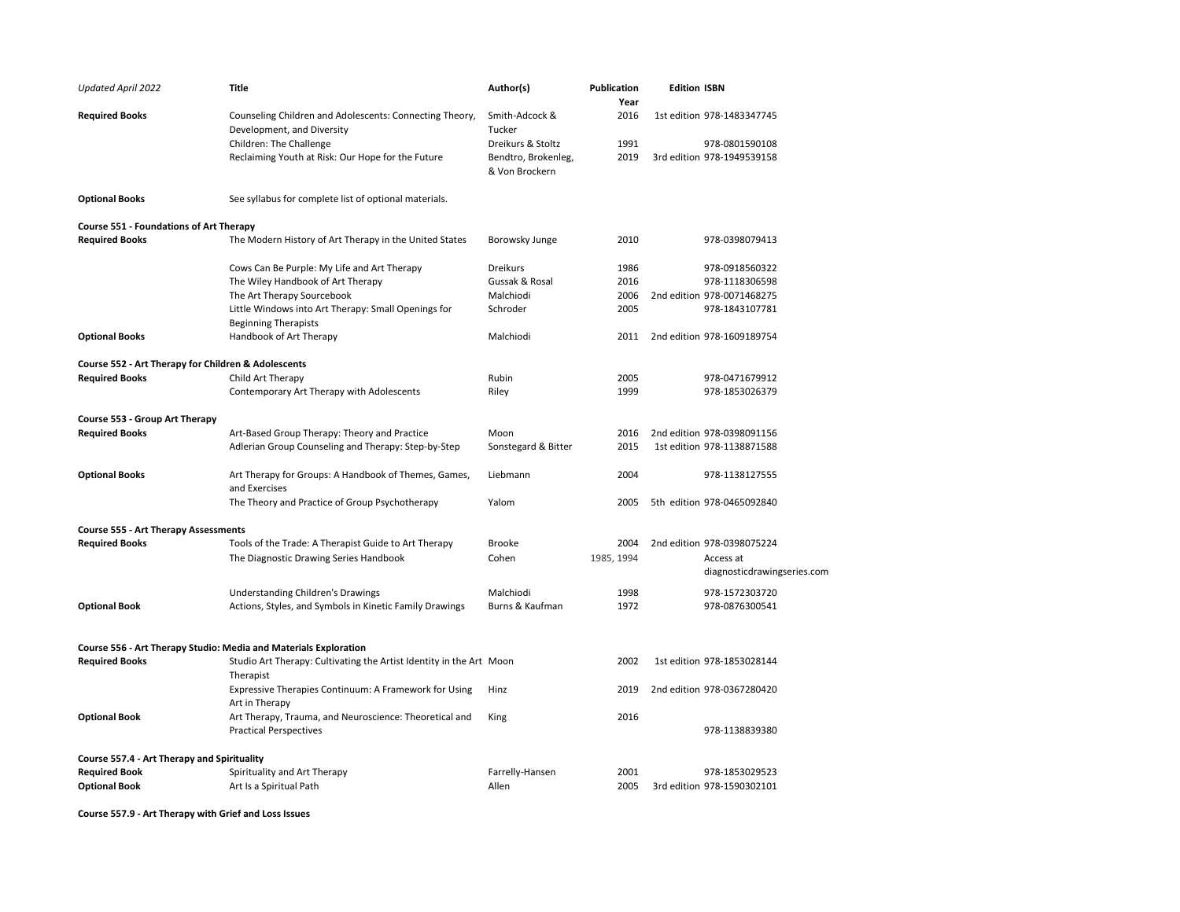| *Updated April 2022* | **Title** | **Author(s)** | **Publication Year** | **Edition** | **ISBN** |
|---|---|---|---|---|---|
| **Required Books** | Counseling Children and Adolescents: Connecting Theory, Development, and Diversity | Smith-Adcock & Tucker | 2016 | 1st edition | 978-1483347745 |
| | Children: The Challenge | Dreikurs & Stoltz | 1991 | | 978-0801590108 |
| | Reclaiming Youth at Risk: Our Hope for the Future | Bendtro, Brokenleg, & Von Brockern | 2019 | 3rd edition | 978-1949539158 |
| **Optional Books** | See syllabus for complete list of optional materials. | | | | |
| **Course 551 - Foundations of Art Therapy** | | | | | |
| **Required Books** | The Modern History of Art Therapy in the United States | Borowsky Junge | 2010 | | 978-0398079413 |
| | Cows Can Be Purple: My Life and Art Therapy | Dreikurs | 1986 | | 978-0918560322 |
| | The Wiley Handbook of Art Therapy | Gussak & Rosal | 2016 | | 978-1118306598 |
| | The Art Therapy Sourcebook | Malchiodi | 2006 | 2nd edition | 978-0071468275 |
| | Little Windows into Art Therapy: Small Openings for Beginning Therapists | Schroder | 2005 | | 978-1843107781 |
| **Optional Books** | Handbook of Art Therapy | Malchiodi | 2011 | 2nd edition | 978-1609189754 |
| **Course 552 - Art Therapy for Children & Adolescents** | | | | | |
| **Required Books** | Child Art Therapy | Rubin | 2005 | | 978-0471679912 |
| | Contemporary Art Therapy with Adolescents | Riley | 1999 | | 978-1853026379 |
| **Course 553 - Group Art Therapy** | | | | | |
| **Required Books** | Art-Based Group Therapy: Theory and Practice | Moon | 2016 | 2nd edition | 978-0398091156 |
| | Adlerian Group Counseling and Therapy: Step-by-Step | Sonstegard & Bitter | 2015 | 1st edition | 978-1138871588 |
| **Optional Books** | Art Therapy for Groups: A Handbook of Themes, Games, and Exercises | Liebmann | 2004 | | 978-1138127555 |
| | The Theory and Practice of Group Psychotherapy | Yalom | 2005 | 5th edition | 978-0465092840 |
| **Course 555 - Art Therapy Assessments** | | | | | |
| **Required Books** | Tools of the Trade: A Therapist Guide to Art Therapy | Brooke | 2004 | 2nd edition | 978-0398075224 |
| | The Diagnostic Drawing Series Handbook | Cohen | 1985, 1994 | | Access at diagnosticdrawingseries.com |
| | Understanding Children's Drawings | Malchiodi | 1998 | | 978-1572303720 |
| **Optional Book** | Actions, Styles, and Symbols in Kinetic Family Drawings | Burns & Kaufman | 1972 | | 978-0876300541 |
| **Course 556 - Art Therapy Studio: Media and Materials Exploration** | | | | | |
| **Required Books** | Studio Art Therapy: Cultivating the Artist Identity in the Art Therapist | Moon | 2002 | 1st edition | 978-1853028144 |
| | Expressive Therapies Continuum: A Framework for Using Art in Therapy | Hinz | 2019 | 2nd edition | 978-0367280420 |
| **Optional Book** | Art Therapy, Trauma, and Neuroscience: Theoretical and Practical Perspectives | King | 2016 | | 978-1138839380 |
| **Course 557.4 - Art Therapy and Spirituality** | | | | | |
| **Required Book** | Spirituality and Art Therapy | Farrelly-Hansen | 2001 | | 978-1853029523 |
| **Optional Book** | Art Is a Spiritual Path | Allen | 2005 | 3rd edition | 978-1590302101 |
| **Course 557.9 - Art Therapy with Grief and Loss Issues** | | | | | |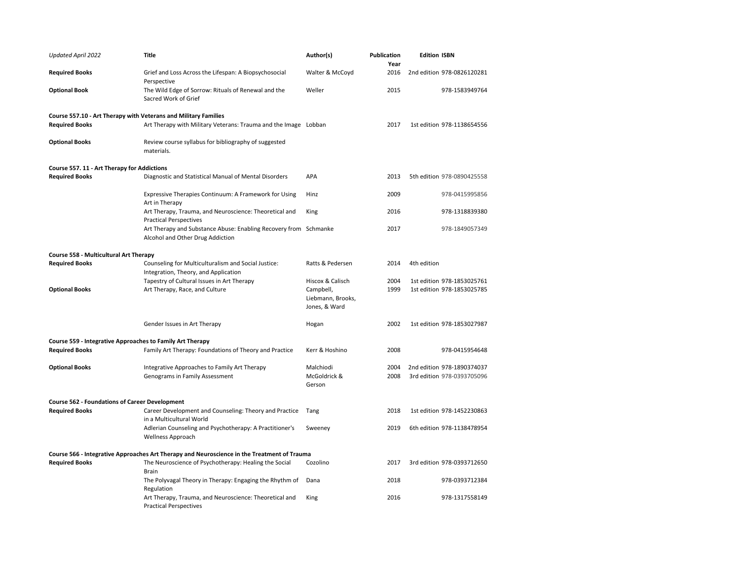| *Updated April 2022* | **Title** | **Author(s)** | **Publication Year** | **Edition** | **ISBN** |
|---|---|---|---|---|---|
| **Required Books** | Grief and Loss Across the Lifespan: A Biopsychosocial Perspective | Walter & McCoyd | 2016 | 2nd edition | 978-0826120281 |
| **Optional Book** | The Wild Edge of Sorrow: Rituals of Renewal and the Sacred Work of Grief | Weller | 2015 | | 978-1583949764 |
| **Course 557.10 - Art Therapy with Veterans and Military Families** | | | | | |
| **Required Books** | Art Therapy with Military Veterans: Trauma and the Image | Lobban | 2017 | 1st edition | 978-1138654556 |
| **Optional Books** | Review course syllabus for bibliography of suggested materials. | | | | |
| **Course 557. 11 - Art Therapy for Addictions** | | | | | |
| **Required Books** | Diagnostic and Statistical Manual of Mental Disorders | APA | 2013 | 5th edition | 978-0890425558 |
| | Expressive Therapies Continuum: A Framework for Using Art in Therapy | Hinz | 2009 | | 978-0415995856 |
| | Art Therapy, Trauma, and Neuroscience: Theoretical and Practical Perspectives | King | 2016 | | 978-1318839380 |
| | Art Therapy and Substance Abuse: Enabling Recovery from Alcohol and Other Drug Addiction | Schmanke | 2017 | | 978-1849057349 |
| **Course 558 - Multicultural Art Therapy** | | | | | |
| **Required Books** | Counseling for Multiculturalism and Social Justice: Integration, Theory, and Application | Ratts & Pedersen | 2014 | 4th edition | |
| | Tapestry of Cultural Issues in Art Therapy | Hiscox & Calisch | 2004 | 1st edition | 978-1853025761 |
| **Optional Books** | Art Therapy, Race, and Culture | Campbell, Liebmann, Brooks, Jones, & Ward | 1999 | 1st edition | 978-1853025785 |
| | Gender Issues in Art Therapy | Hogan | 2002 | 1st edition | 978-1853027987 |
| **Course 559 - Integrative Approaches to Family Art Therapy** | | | | | |
| **Required Books** | Family Art Therapy: Foundations of Theory and Practice | Kerr & Hoshino | 2008 | | 978-0415954648 |
| **Optional Books** | Integrative Approaches to Family Art Therapy | Malchiodi | 2004 | 2nd edition | 978-1890374037 |
| | Genograms in Family Assessment | McGoldrick & Gerson | 2008 | 3rd edition | 978-0393705096 |
| **Course 562 - Foundations of Career Development** | | | | | |
| **Required Books** | Career Development and Counseling: Theory and Practice in a Multicultural World | Tang | 2018 | 1st edition | 978-1452230863 |
| | Adlerian Counseling and Psychotherapy: A Practitioner's Wellness Approach | Sweeney | 2019 | 6th edition | 978-1138478954 |
| **Course 566 - Integrative Approaches Art Therapy and Neuroscience in the Treatment of Trauma** | | | | | |
| **Required Books** | The Neuroscience of Psychotherapy: Healing the Social Brain | Cozolino | 2017 | 3rd edition | 978-0393712650 |
| | The Polyvagal Theory in Therapy: Engaging the Rhythm of Regulation | Dana | 2018 | | 978-0393712384 |
| | Art Therapy, Trauma, and Neuroscience: Theoretical and Practical Perspectives | King | 2016 | | 978-1317558149 |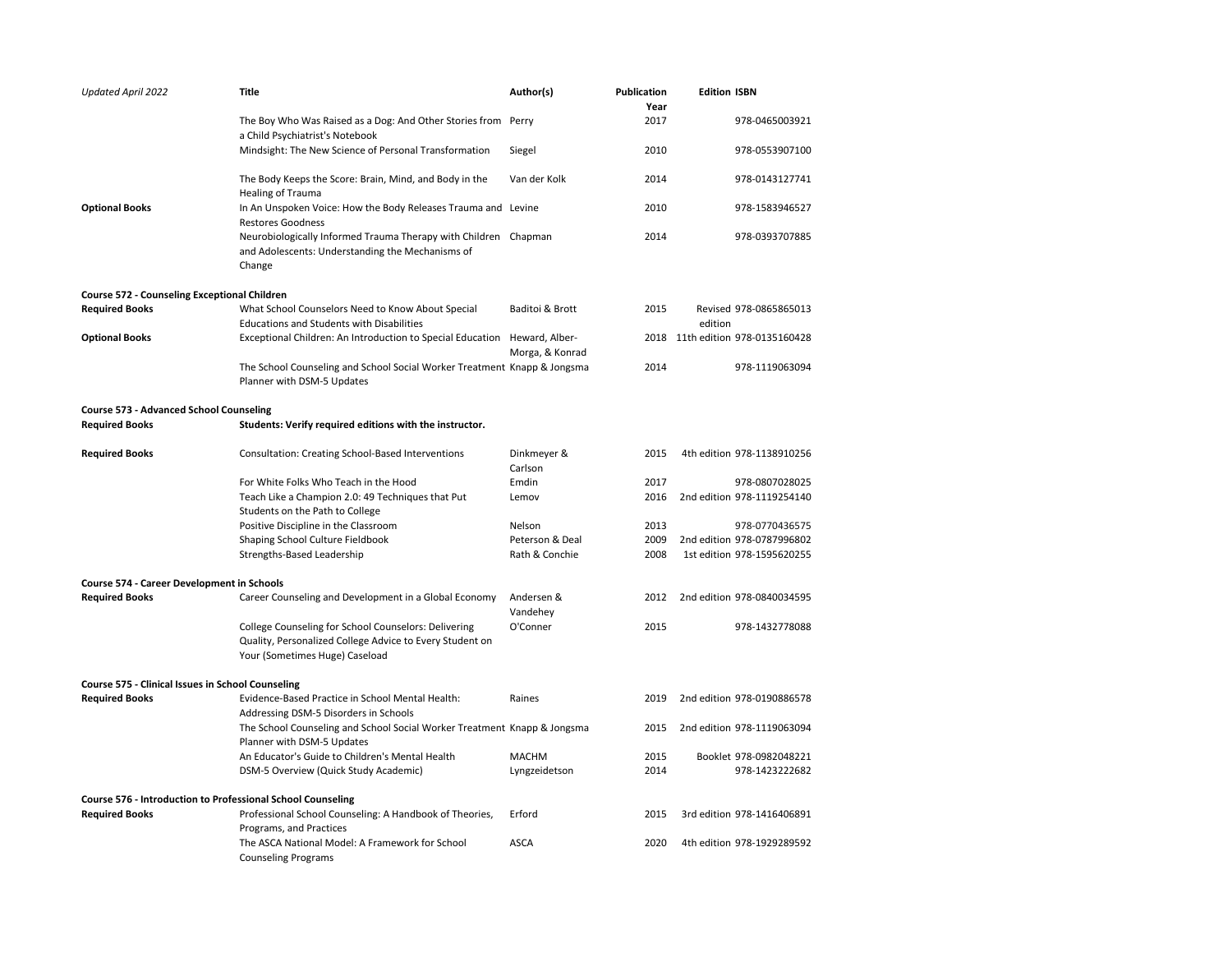| *Updated April 2022* | **Title** | **Author(s)** | **Publication Year** | **Edition** | **ISBN** |
|---|---|---|---|---|---|
| | The Boy Who Was Raised as a Dog: And Other Stories from a Child Psychiatrist's Notebook | Perry | 2017 | | 978-0465003921 |
| | Mindsight: The New Science of Personal Transformation | Siegel | 2010 | | 978-0553907100 |
| | The Body Keeps the Score: Brain, Mind, and Body in the Healing of Trauma | Van der Kolk | 2014 | | 978-0143127741 |
| **Optional Books** | In An Unspoken Voice: How the Body Releases Trauma and Restores Goodness | Levine | 2010 | | 978-1583946527 |
| | Neurobiologically Informed Trauma Therapy with Children and Adolescents: Understanding the Mechanisms of Change | Chapman | 2014 | | 978-0393707885 |
| **Course 572 - Counseling Exceptional Children** | | | | | |
| **Required Books** | What School Counselors Need to Know About Special Educations and Students with Disabilities | Baditoi & Brott | 2015 | Revised edition | 978-0865865013 |
| **Optional Books** | Exceptional Children: An Introduction to Special Education | Heward, Alber-Morga, & Konrad | 2018 | 11th edition | 978-0135160428 |
| | The School Counseling and School Social Worker Treatment Planner with DSM-5 Updates | Knapp & Jongsma | 2014 | | 978-1119063094 |
| **Course 573 - Advanced School Counseling** | | | | | |
| **Required Books** | **Students: Verify required editions with the instructor.** | | | | |
| **Required Books** | Consultation: Creating School-Based Interventions | Dinkmeyer & Carlson | 2015 | 4th edition | 978-1138910256 |
| | For White Folks Who Teach in the Hood | Emdin | 2017 | | 978-0807028025 |
| | Teach Like a Champion 2.0: 49 Techniques that Put Students on the Path to College | Lemov | 2016 | 2nd edition | 978-1119254140 |
| | Positive Discipline in the Classroom | Nelson | 2013 | | 978-0770436575 |
| | Shaping School Culture Fieldbook | Peterson & Deal | 2009 | 2nd edition | 978-0787996802 |
| | Strengths-Based Leadership | Rath & Conchie | 2008 | 1st edition | 978-1595620255 |
| **Course 574 - Career Development in Schools** | | | | | |
| **Required Books** | Career Counseling and Development in a Global Economy | Andersen & Vandehey | 2012 | 2nd edition | 978-0840034595 |
| | College Counseling for School Counselors: Delivering Quality, Personalized College Advice to Every Student on Your (Sometimes Huge) Caseload | O'Conner | 2015 | | 978-1432778088 |
| **Course 575 - Clinical Issues in School Counseling** | | | | | |
| **Required Books** | Evidence-Based Practice in School Mental Health: Addressing DSM-5 Disorders in Schools | Raines | 2019 | 2nd edition | 978-0190886578 |
| | The School Counseling and School Social Worker Treatment Planner with DSM-5 Updates | Knapp & Jongsma | 2015 | 2nd edition | 978-1119063094 |
| | An Educator's Guide to Children's Mental Health | MACHM | 2015 | Booklet | 978-0982048221 |
| | DSM-5 Overview (Quick Study Academic) | Lyngzeidetson | 2014 | | 978-1423222682 |
| **Course 576 - Introduction to Professional School Counseling** | | | | | |
| **Required Books** | Professional School Counseling: A Handbook of Theories, Programs, and Practices | Erford | 2015 | 3rd edition | 978-1416406891 |
| | The ASCA National Model: A Framework for School Counseling Programs | ASCA | 2020 | 4th edition | 978-1929289592 |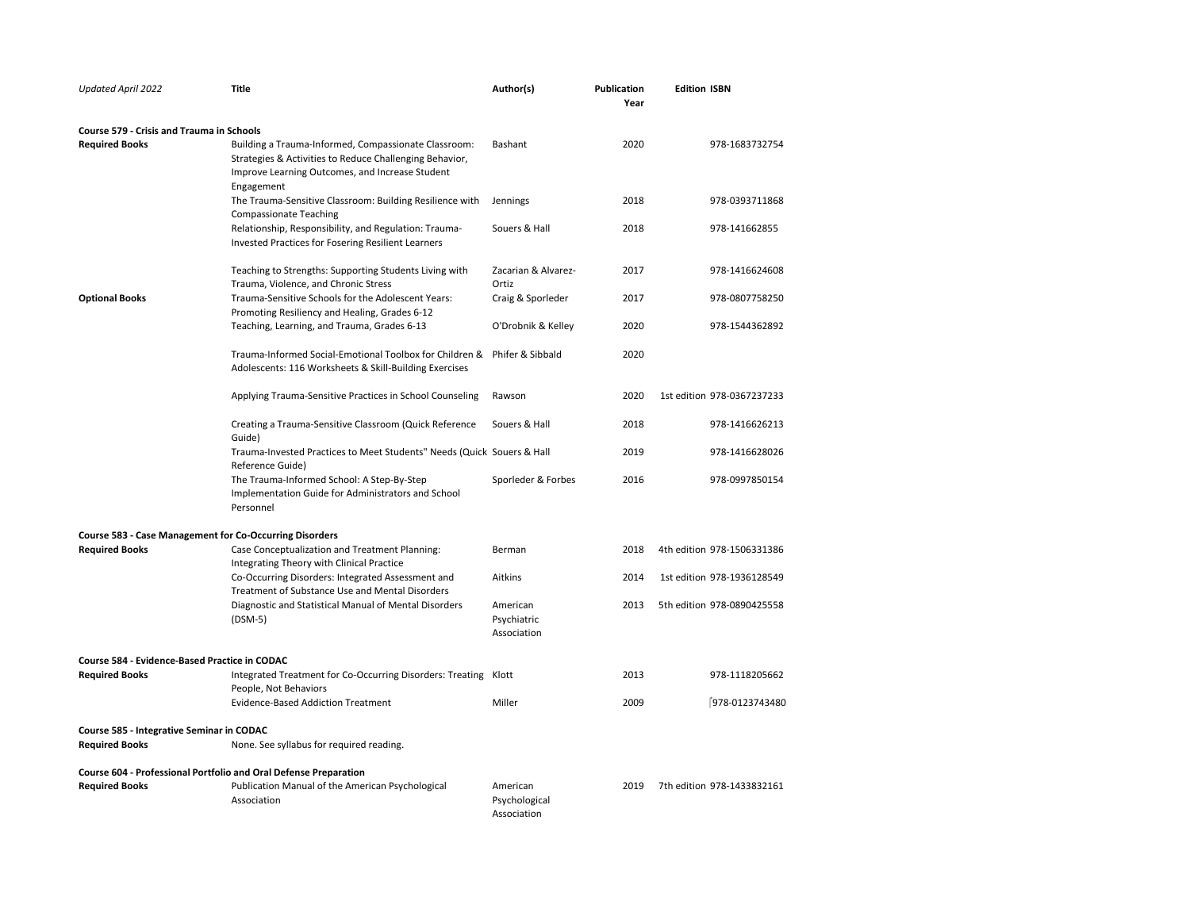| *Updated April 2022* | Title | Author(s) | Publication Year | Edition | ISBN |
|---|---|---|---|---|---|
| **Course 579 - Crisis and Trauma in Schools** | | | | | |
| **Required Books** | Building a Trauma-Informed, Compassionate Classroom: Strategies & Activities to Reduce Challenging Behavior, Improve Learning Outcomes, and Increase Student Engagement | Bashant | 2020 | | 978-1683732754 |
| | The Trauma-Sensitive Classroom: Building Resilience with Compassionate Teaching | Jennings | 2018 | | 978-0393711868 |
| | Relationship, Responsibility, and Regulation: Trauma-Invested Practices for Fosering Resilient Learners | Souers & Hall | 2018 | | 978-141662855 |
| | Teaching to Strengths: Supporting Students Living with Trauma, Violence, and Chronic Stress | Zacarian & Alvarez-Ortiz | 2017 | | 978-1416624608 |
| **Optional Books** | Trauma-Sensitive Schools for the Adolescent Years: Promoting Resiliency and Healing, Grades 6-12 | Craig & Sporleder | 2017 | | 978-0807758250 |
| | Teaching, Learning, and Trauma, Grades 6-13 | O'Drobnik & Kelley | 2020 | | 978-1544362892 |
| | Trauma-Informed Social-Emotional Toolbox for Children & Adolescents: 116 Worksheets & Skill-Building Exercises | Phifer & Sibbald | 2020 | | |
| | Applying Trauma-Sensitive Practices in School Counseling | Rawson | 2020 | 1st edition | 978-0367237233 |
| | Creating a Trauma-Sensitive Classroom (Quick Reference Guide) | Souers & Hall | 2018 | | 978-1416626213 |
| | Trauma-Invested Practices to Meet Students" Needs (Quick Reference Guide) | Souers & Hall | 2019 | | 978-1416628026 |
| | The Trauma-Informed School: A Step-By-Step Implementation Guide for Administrators and School Personnel | Sporleder & Forbes | 2016 | | 978-0997850154 |
| **Course 583 - Case Management for Co-Occurring Disorders** | | | | | |
| **Required Books** | Case Conceptualization and Treatment Planning: Integrating Theory with Clinical Practice | Berman | 2018 | 4th edition | 978-1506331386 |
| | Co-Occurring Disorders: Integrated Assessment and Treatment of Substance Use and Mental Disorders | Aitkins | 2014 | 1st edition | 978-1936128549 |
| | Diagnostic and Statistical Manual of Mental Disorders (DSM-5) | American Psychiatric Association | 2013 | 5th edition | 978-0890425558 |
| **Course 584 - Evidence-Based Practice in CODAC** | | | | | |
| **Required Books** | Integrated Treatment for Co-Occurring Disorders: Treating People, Not Behaviors | Klott | 2013 | | 978-1118205662 |
| | Evidence-Based Addiction Treatment | Miller | 2009 | | 978-0123743480 |
| **Course 585 - Integrative Seminar in CODAC** | | | | | |
| **Required Books** | None. See syllabus for required reading. | | | | |
| **Course 604 - Professional Portfolio and Oral Defense Preparation** | | | | | |
| **Required Books** | Publication Manual of the American Psychological Association | American Psychological Association | 2019 | 7th edition | 978-1433832161 |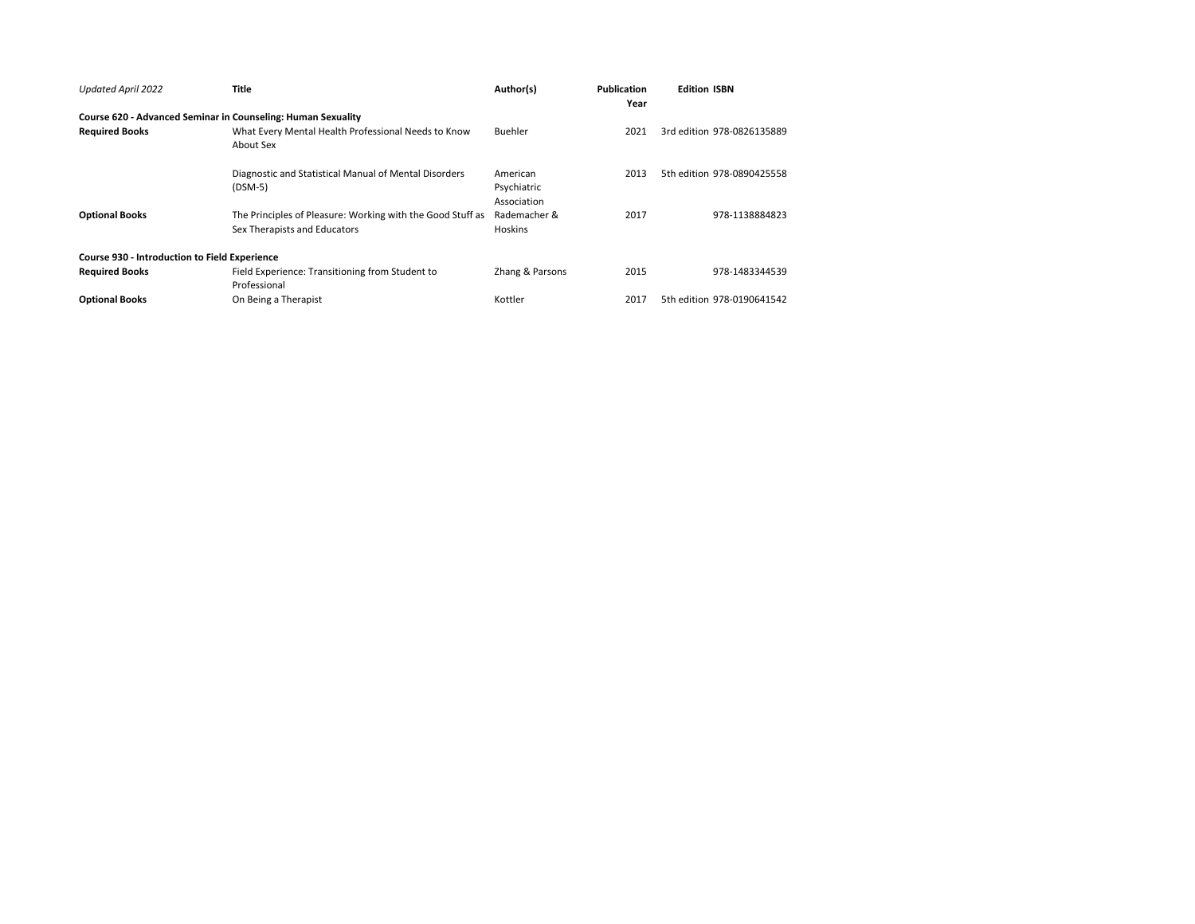| *Updated April 2022* | **Title** | **Author(s)** | **Publication Year** | **Edition** | **ISBN** |
|---|---|---|---|---|---|
| **Course 620 - Advanced Seminar in Counseling: Human Sexuality** | | | | | |
| **Required Books** | What Every Mental Health Professional Needs to Know About Sex | Buehler | 2021 | 3rd edition | 978-0826135889 |
| | Diagnostic and Statistical Manual of Mental Disorders (DSM-5) | American Psychiatric Association | 2013 | 5th edition | 978-0890425558 |
| **Optional Books** | The Principles of Pleasure: Working with the Good Stuff as Sex Therapists and Educators | Rademacher & Hoskins | 2017 | | 978-1138884823 |
| **Course 930 - Introduction to Field Experience** | | | | | |
| **Required Books** | Field Experience: Transitioning from Student to Professional | Zhang & Parsons | 2015 | | 978-1483344539 |
| **Optional Books** | On Being a Therapist | Kottler | 2017 | 5th edition | 978-0190641542 |